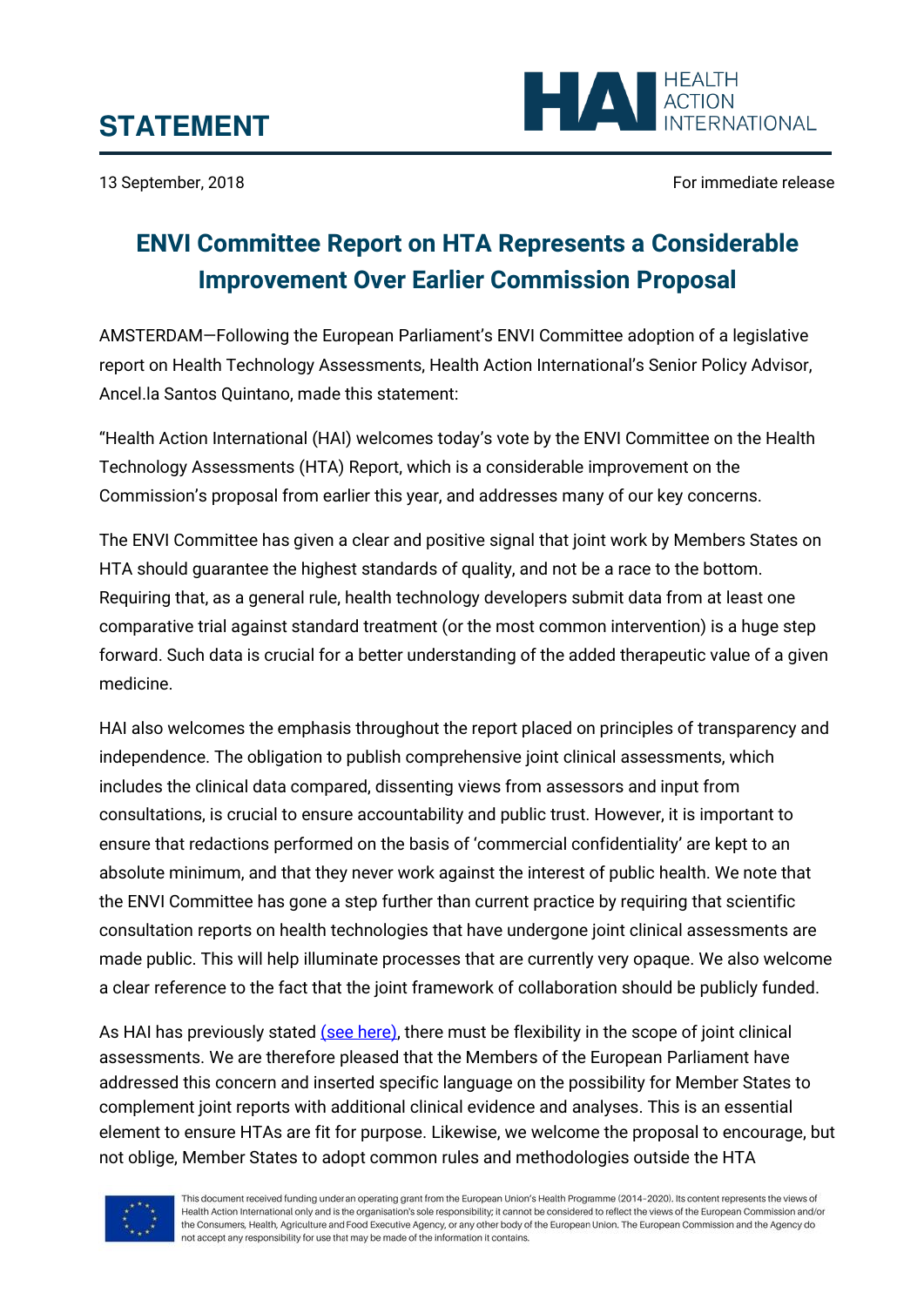# STATEMENT

HEALTH ACTION INTERNATIONAL

13 September, 2018

For immediate release

## ENVI Committee Report on HTA Represents a Considerable Improvement Over Earlier Commission Proposal

AMSTERDAM—Following the European Parliament's ENVI Committee adoption of a legislative report on Health Technology Assessments, Health Action International's Senior Policy Advisor, Ancel.la Santos Quintano, made this statement:

"Health Action International (HAI) welcomes today's vote by the ENVI Committee on the Health Technology Assessments (HTA) Report, which is a considerable improvement on the Commission's proposal from earlier this year, and addresses many of our key concerns.

The ENVI Committee has given a clear and positive signal that joint work by Members States on HTA should guarantee the highest standards of quality, and not be a race to the bottom. Requiring that, as a general rule, health technology developers submit data from at least one comparative trial against standard treatment (or the most common intervention) is a huge step forward. Such data is crucial for a better understanding of the added therapeutic value of a given medicine.

HAI also welcomes the emphasis throughout the report placed on principles of transparency and independence. The obligation to publish comprehensive joint clinical assessments, which includes the clinical data compared, dissenting views from assessors and input from consultations, is crucial to ensure accountability and public trust. However, it is important to ensure that redactions performed on the basis of 'commercial confidentiality' are kept to an absolute minimum, and that they never work against the interest of public health. We note that the ENVI Committee has gone a step further than current practice by requiring that scientific consultation reports on health technologies that have undergone joint clinical assessments are made public. This will help illuminate processes that are currently very opaque. We also welcome a clear reference to the fact that the joint framework of collaboration should be publicly funded.

As HAI has previously stated (see here), there must be flexibility in the scope of joint clinical assessments. We are therefore pleased that the Members of the European Parliament have addressed this concern and inserted specific language on the possibility for Member States to complement joint reports with additional clinical evidence and analyses. This is an essential element to ensure HTAs are fit for purpose. Likewise, we welcome the proposal to encourage, but not oblige, Member States to adopt common rules and methodologies outside the HTA

This document received funding under an operating grant from the European Union's Health Programme (2014-2020). Its content represents the views of Health Action International only and is the organisation's sole responsibility; it cannot be considered to reflect the views of the European Commission and/or the Consumers, Health, Agriculture and Food Executive Agency, or any other body of the European Union. The European Commission and the Agency do not accept any responsibility for use that may be made of the information it contains.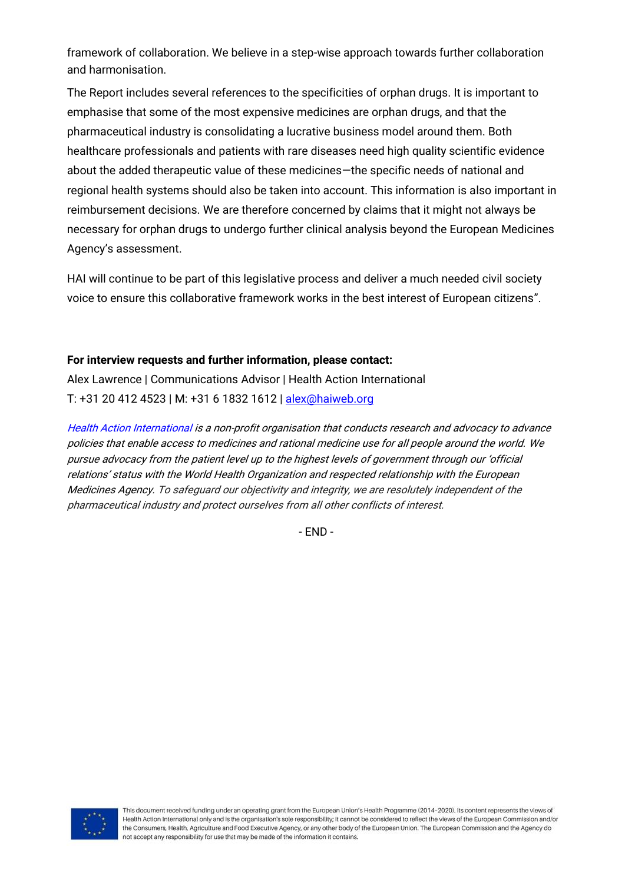framework of collaboration. We believe in a step-wise approach towards further collaboration and harmonisation.

The Report includes several references to the specificities of orphan drugs. It is important to emphasise that some of the most expensive medicines are orphan drugs, and that the pharmaceutical industry is consolidating a lucrative business model around them. Both healthcare professionals and patients with rare diseases need high quality scientific evidence about the added therapeutic value of these medicines—the specific needs of national and regional health systems should also be taken into account. This information is also important in reimbursement decisions. We are therefore concerned by claims that it might not always be necessary for orphan drugs to undergo further clinical analysis beyond the European Medicines Agency's assessment.

HAI will continue to be part of this legislative process and deliver a much needed civil society voice to ensure this collaborative framework works in the best interest of European citizens".

**For interview requests and further information, please contact:**

Alex Lawrence | Communications Advisor | Health Action International

T: +31 20 412 4523 | M: +31 6 1832 1612 | alex@haiweb.org

*Health Action International is a non-profit organisation that conducts research and advocacy to advance policies that enable access to medicines and rational medicine use for all people around the world. We pursue advocacy from the patient level up to the highest levels of government through our 'official relations' status with the World Health Organization and respected relationship with the European Medicines Agency. To safeguard our objectivity and integrity, we are resolutely independent of the pharmaceutical industry and protect ourselves from all other conflicts of interest.*

- END -

This document received funding under an operating grant from the European Union's Health Programme (2014–2020). Its content represents the views of Health Action International only and is the organisation's sole responsibility; it cannot be considered to reflect the views of the European Commission and/or the Consumers, Health, Agriculture and Food Executive Agency, or any other body of the European Union. The European Commission and the Agency do not accept any responsibility for use that may be made of the information it contains.